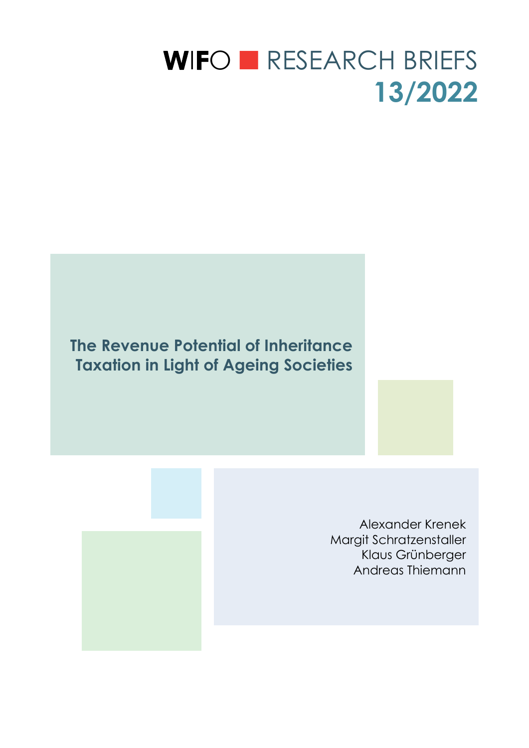WIFO ■ RESEARCH BRIEFS
**13/2022**

# The Revenue Potential of Inheritance Taxation in Light of Ageing Societies

Alexander Krenek
Margit Schratzenstaller
Klaus Grünberger
Andreas Thiemann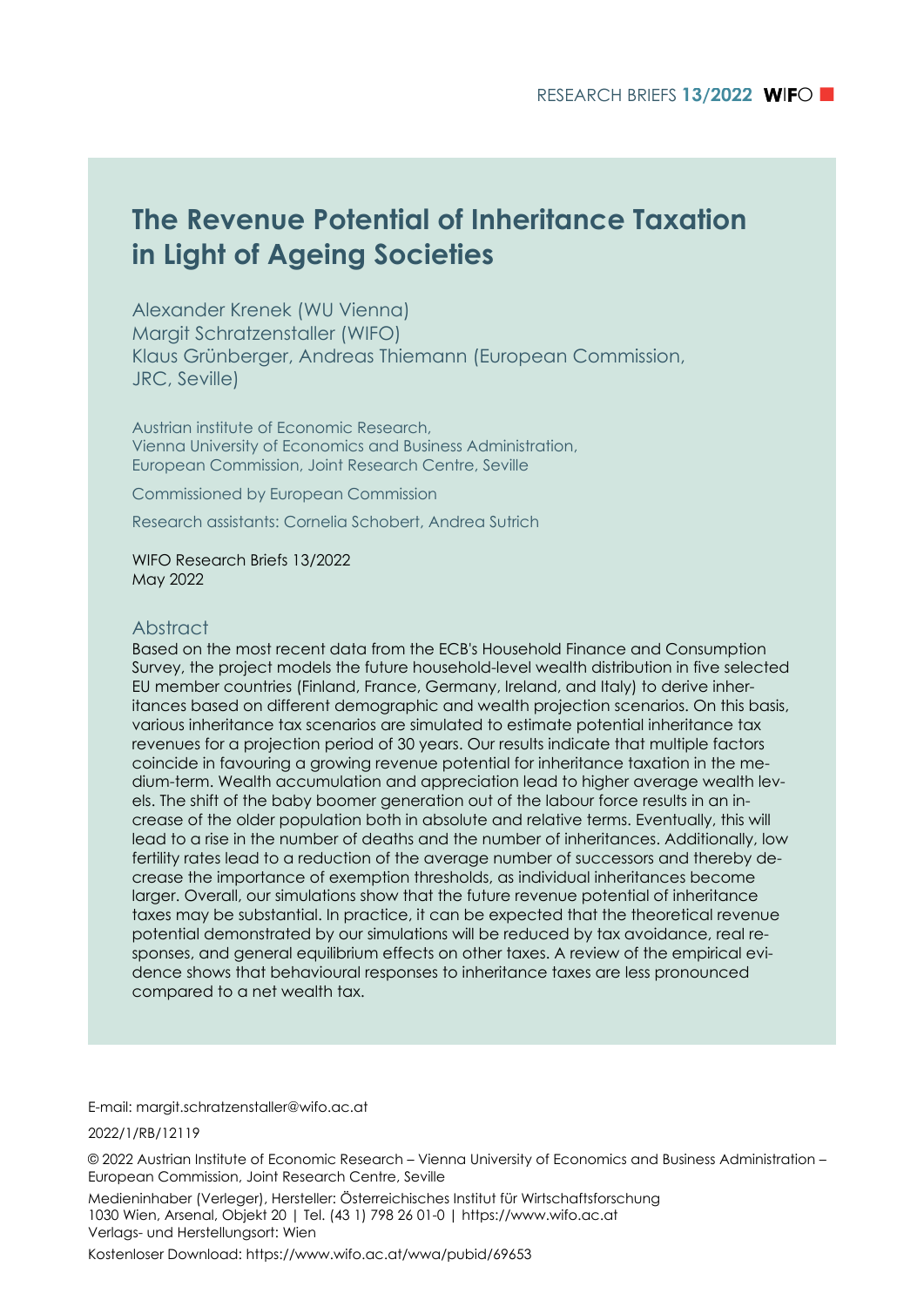# The Revenue Potential of Inheritance Taxation in Light of Ageing Societies

Alexander Krenek (WU Vienna)
Margit Schratzenstaller (WIFO)
Klaus Grünberger, Andreas Thiemann (European Commission, JRC, Seville)

Austrian institute of Economic Research,
Vienna University of Economics and Business Administration,
European Commission, Joint Research Centre, Seville

Commissioned by European Commission

Research assistants: Cornelia Schobert, Andrea Sutrich

WIFO Research Briefs 13/2022
May 2022

## Abstract

Based on the most recent data from the ECB's Household Finance and Consumption Survey, the project models the future household-level wealth distribution in five selected EU member countries (Finland, France, Germany, Ireland, and Italy) to derive inheritances based on different demographic and wealth projection scenarios. On this basis, various inheritance tax scenarios are simulated to estimate potential inheritance tax revenues for a projection period of 30 years. Our results indicate that multiple factors coincide in favouring a growing revenue potential for inheritance taxation in the medium-term. Wealth accumulation and appreciation lead to higher average wealth levels. The shift of the baby boomer generation out of the labour force results in an increase of the older population both in absolute and relative terms. Eventually, this will lead to a rise in the number of deaths and the number of inheritances. Additionally, low fertility rates lead to a reduction of the average number of successors and thereby decrease the importance of exemption thresholds, as individual inheritances become larger. Overall, our simulations show that the future revenue potential of inheritance taxes may be substantial. In practice, it can be expected that the theoretical revenue potential demonstrated by our simulations will be reduced by tax avoidance, real responses, and general equilibrium effects on other taxes. A review of the empirical evidence shows that behavioural responses to inheritance taxes are less pronounced compared to a net wealth tax.

E-mail: margit.schratzenstaller@wifo.ac.at

2022/1/RB/12119

© 2022 Austrian Institute of Economic Research – Vienna University of Economics and Business Administration – European Commission, Joint Research Centre, Seville

Medieninhaber (Verleger), Hersteller: Österreichisches Institut für Wirtschaftsforschung
1030 Wien, Arsenal, Objekt 20 | Tel. (43 1) 798 26 01-0 | https://www.wifo.ac.at
Verlags- und Herstellungsort: Wien

Kostenloser Download: https://www.wifo.ac.at/wwa/pubid/69653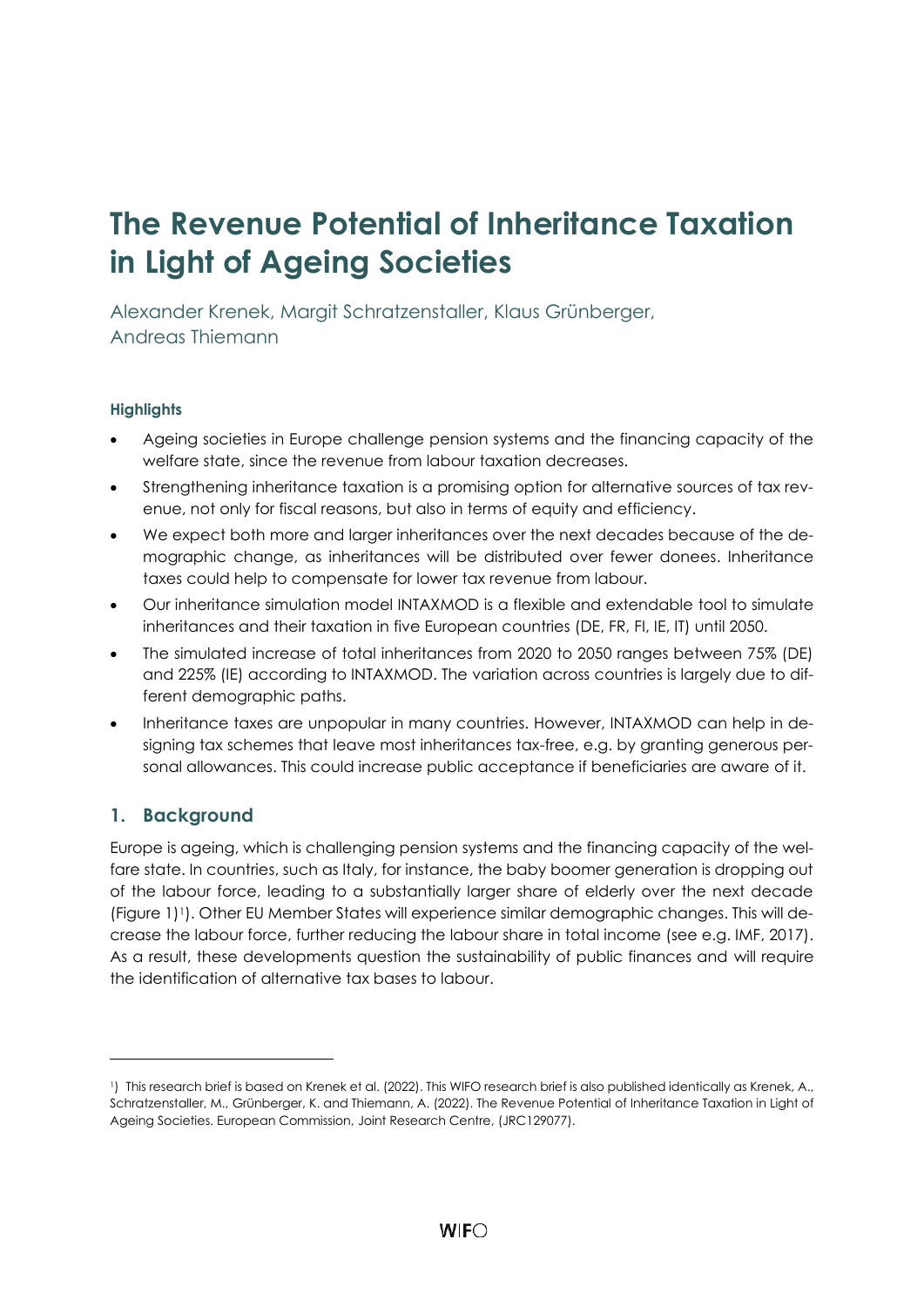# The Revenue Potential of Inheritance Taxation in Light of Ageing Societies

Alexander Krenek, Margit Schratzenstaller, Klaus Grünberger, Andreas Thiemann

#### Highlights

- Ageing societies in Europe challenge pension systems and the financing capacity of the welfare state, since the revenue from labour taxation decreases.
- Strengthening inheritance taxation is a promising option for alternative sources of tax revenue, not only for fiscal reasons, but also in terms of equity and efficiency.
- We expect both more and larger inheritances over the next decades because of the demographic change, as inheritances will be distributed over fewer donees. Inheritance taxes could help to compensate for lower tax revenue from labour.
- Our inheritance simulation model INTAXMOD is a flexible and extendable tool to simulate inheritances and their taxation in five European countries (DE, FR, FI, IE, IT) until 2050.
- The simulated increase of total inheritances from 2020 to 2050 ranges between 75% (DE) and 225% (IE) according to INTAXMOD. The variation across countries is largely due to different demographic paths.
- Inheritance taxes are unpopular in many countries. However, INTAXMOD can help in designing tax schemes that leave most inheritances tax-free, e.g. by granting generous personal allowances. This could increase public acceptance if beneficiaries are aware of it.

## 1. Background

Europe is ageing, which is challenging pension systems and the financing capacity of the welfare state. In countries, such as Italy, for instance, the baby boomer generation is dropping out of the labour force, leading to a substantially larger share of elderly over the next decade (Figure 1)[1]). Other EU Member States will experience similar demographic changes. This will decrease the labour force, further reducing the labour share in total income (see e.g. IMF, 2017). As a result, these developments question the sustainability of public finances and will require the identification of alternative tax bases to labour.

---

[1]) This research brief is based on Krenek et al. (2022). This WIFO research brief is also published identically as Krenek, A., Schratzenstaller, M., Grünberger, K. and Thiemann, A. (2022). The Revenue Potential of Inheritance Taxation in Light of Ageing Societies. European Commission, Joint Research Centre, (JRC129077).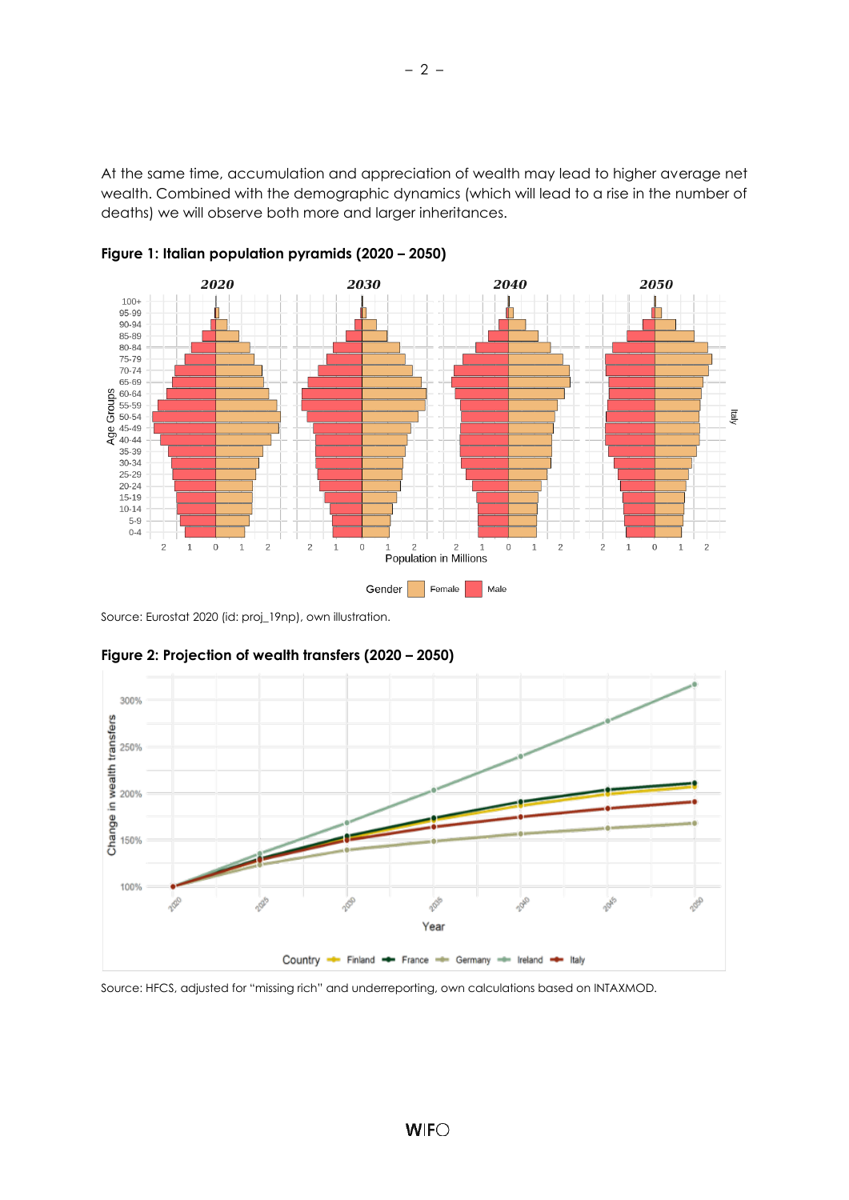At the same time, accumulation and appreciation of wealth may lead to higher average net wealth. Combined with the demographic dynamics (which will lead to a rise in the number of deaths) we will observe both more and larger inheritances.

**Figure 1: Italian population pyramids (2020 – 2050)**

Source: Eurostat 2020 (id: proj_19np), own illustration.

**Figure 2: Projection of wealth transfers (2020 – 2050)**

Source: HFCS, adjusted for "missing rich" and underreporting, own calculations based on INTAXMOD.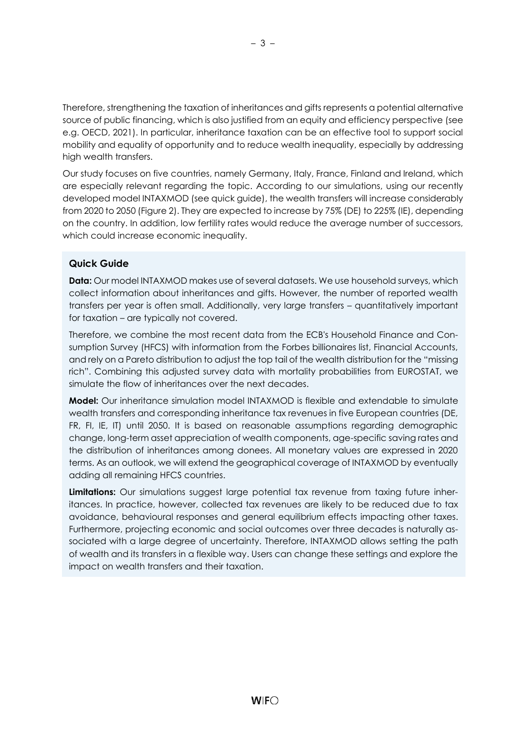Therefore, strengthening the taxation of inheritances and gifts represents a potential alternative source of public financing, which is also justified from an equity and efficiency perspective (see e.g. OECD, 2021). In particular, inheritance taxation can be an effective tool to support social mobility and equality of opportunity and to reduce wealth inequality, especially by addressing high wealth transfers.

Our study focuses on five countries, namely Germany, Italy, France, Finland and Ireland, which are especially relevant regarding the topic. According to our simulations, using our recently developed model INTAXMOD (see quick guide), the wealth transfers will increase considerably from 2020 to 2050 (Figure 2). They are expected to increase by 75% (DE) to 225% (IE), depending on the country. In addition, low fertility rates would reduce the average number of successors, which could increase economic inequality.

### Quick Guide

**Data:** Our model INTAXMOD makes use of several datasets. We use household surveys, which collect information about inheritances and gifts. However, the number of reported wealth transfers per year is often small. Additionally, very large transfers – quantitatively important for taxation – are typically not covered.

Therefore, we combine the most recent data from the ECB's Household Finance and Consumption Survey (HFCS) with information from the Forbes billionaires list, Financial Accounts, and rely on a Pareto distribution to adjust the top tail of the wealth distribution for the "missing rich". Combining this adjusted survey data with mortality probabilities from EUROSTAT, we simulate the flow of inheritances over the next decades.

**Model:** Our inheritance simulation model INTAXMOD is flexible and extendable to simulate wealth transfers and corresponding inheritance tax revenues in five European countries (DE, FR, FI, IE, IT) until 2050. It is based on reasonable assumptions regarding demographic change, long-term asset appreciation of wealth components, age-specific saving rates and the distribution of inheritances among donees. All monetary values are expressed in 2020 terms. As an outlook, we will extend the geographical coverage of INTAXMOD by eventually adding all remaining HFCS countries.

**Limitations:** Our simulations suggest large potential tax revenue from taxing future inheritances. In practice, however, collected tax revenues are likely to be reduced due to tax avoidance, behavioural responses and general equilibrium effects impacting other taxes. Furthermore, projecting economic and social outcomes over three decades is naturally associated with a large degree of uncertainty. Therefore, INTAXMOD allows setting the path of wealth and its transfers in a flexible way. Users can change these settings and explore the impact on wealth transfers and their taxation.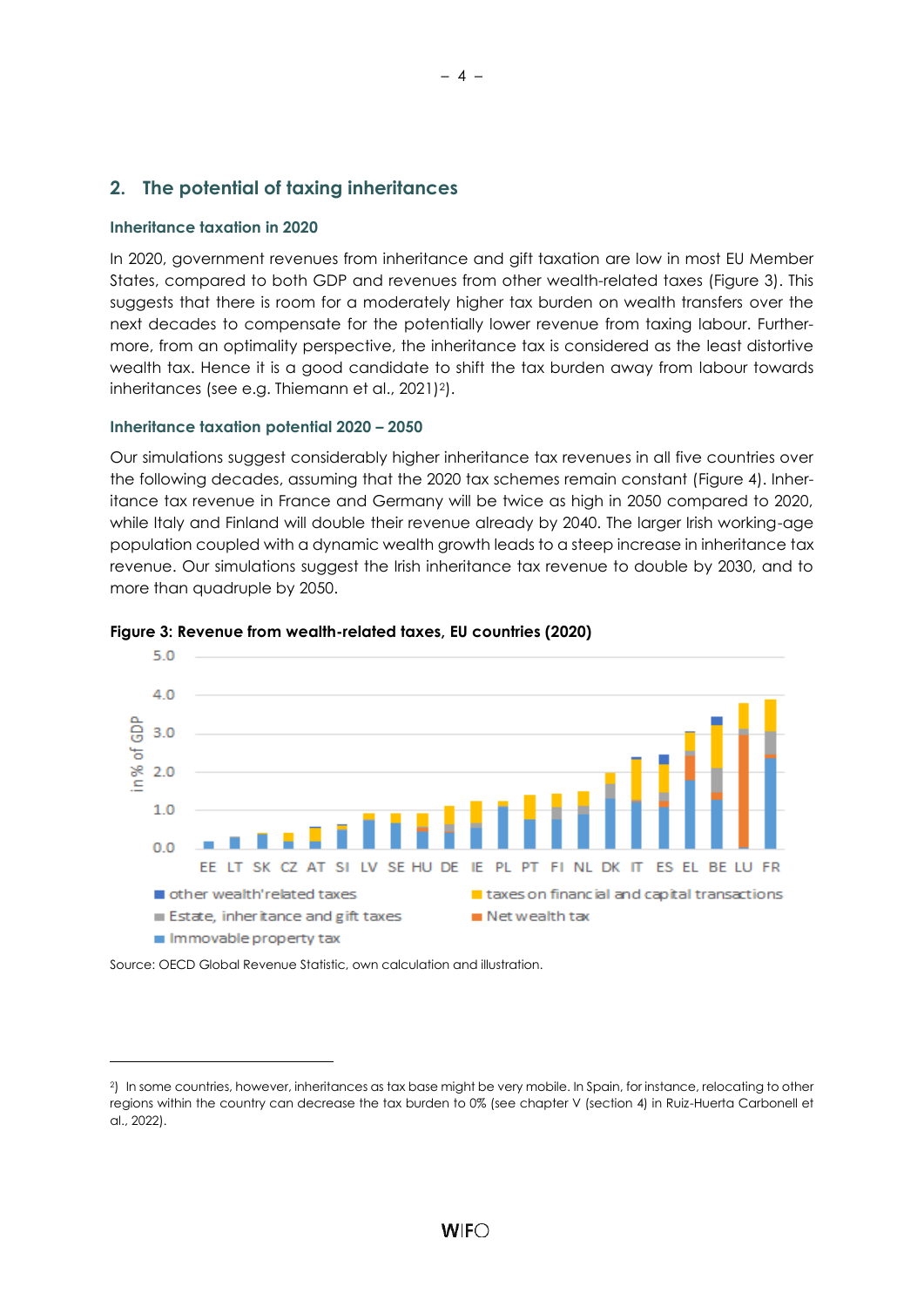## 2. The potential of taxing inheritances

### Inheritance taxation in 2020

In 2020, government revenues from inheritance and gift taxation are low in most EU Member States, compared to both GDP and revenues from other wealth-related taxes (Figure 3). This suggests that there is room for a moderately higher tax burden on wealth transfers over the next decades to compensate for the potentially lower revenue from taxing labour. Furthermore, from an optimality perspective, the inheritance tax is considered as the least distortive wealth tax. Hence it is a good candidate to shift the tax burden away from labour towards inheritances (see e.g. Thiemann et al., 2021)[2]).

### Inheritance taxation potential 2020 – 2050

Our simulations suggest considerably higher inheritance tax revenues in all five countries over the following decades, assuming that the 2020 tax schemes remain constant (Figure 4). Inheritance tax revenue in France and Germany will be twice as high in 2050 compared to 2020, while Italy and Finland will double their revenue already by 2040. The larger Irish working-age population coupled with a dynamic wealth growth leads to a steep increase in inheritance tax revenue. Our simulations suggest the Irish inheritance tax revenue to double by 2030, and to more than quadruple by 2050.

**Figure 3: Revenue from wealth-related taxes, EU countries (2020)**

Source: OECD Global Revenue Statistic, own calculation and illustration.

---

[2]) In some countries, however, inheritances as tax base might be very mobile. In Spain, for instance, relocating to other regions within the country can decrease the tax burden to 0% (see chapter V (section 4) in Ruiz-Huerta Carbonell et al., 2022).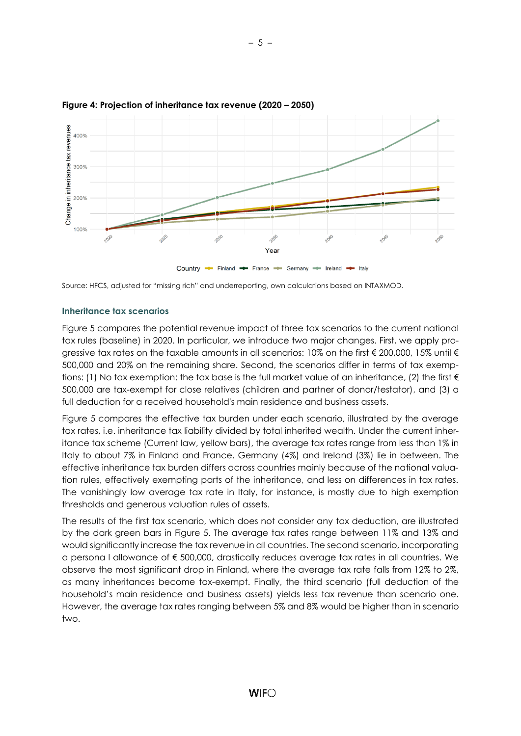**Figure 4: Projection of inheritance tax revenue (2020 – 2050)**

Source: HFCS, adjusted for "missing rich" and underreporting, own calculations based on INTAXMOD.

### Inheritance tax scenarios

Figure 5 compares the potential revenue impact of three tax scenarios to the current national tax rules (baseline) in 2020. In particular, we introduce two major changes. First, we apply progressive tax rates on the taxable amounts in all scenarios: 10% on the first € 200,000, 15% until € 500,000 and 20% on the remaining share. Second, the scenarios differ in terms of tax exemptions: (1) No tax exemption: the tax base is the full market value of an inheritance, (2) the first € 500,000 are tax-exempt for close relatives (children and partner of donor/testator), and (3) a full deduction for a received household's main residence and business assets.

Figure 5 compares the effective tax burden under each scenario, illustrated by the average tax rates, i.e. inheritance tax liability divided by total inherited wealth. Under the current inheritance tax scheme (Current law, yellow bars), the average tax rates range from less than 1% in Italy to about 7% in Finland and France. Germany (4%) and Ireland (3%) lie in between. The effective inheritance tax burden differs across countries mainly because of the national valuation rules, effectively exempting parts of the inheritance, and less on differences in tax rates. The vanishingly low average tax rate in Italy, for instance, is mostly due to high exemption thresholds and generous valuation rules of assets.

The results of the first tax scenario, which does not consider any tax deduction, are illustrated by the dark green bars in Figure 5. The average tax rates range between 11% and 13% and would significantly increase the tax revenue in all countries. The second scenario, incorporating a persona l allowance of € 500,000, drastically reduces average tax rates in all countries. We observe the most significant drop in Finland, where the average tax rate falls from 12% to 2%, as many inheritances become tax-exempt. Finally, the third scenario (full deduction of the household's main residence and business assets) yields less tax revenue than scenario one. However, the average tax rates ranging between 5% and 8% would be higher than in scenario two.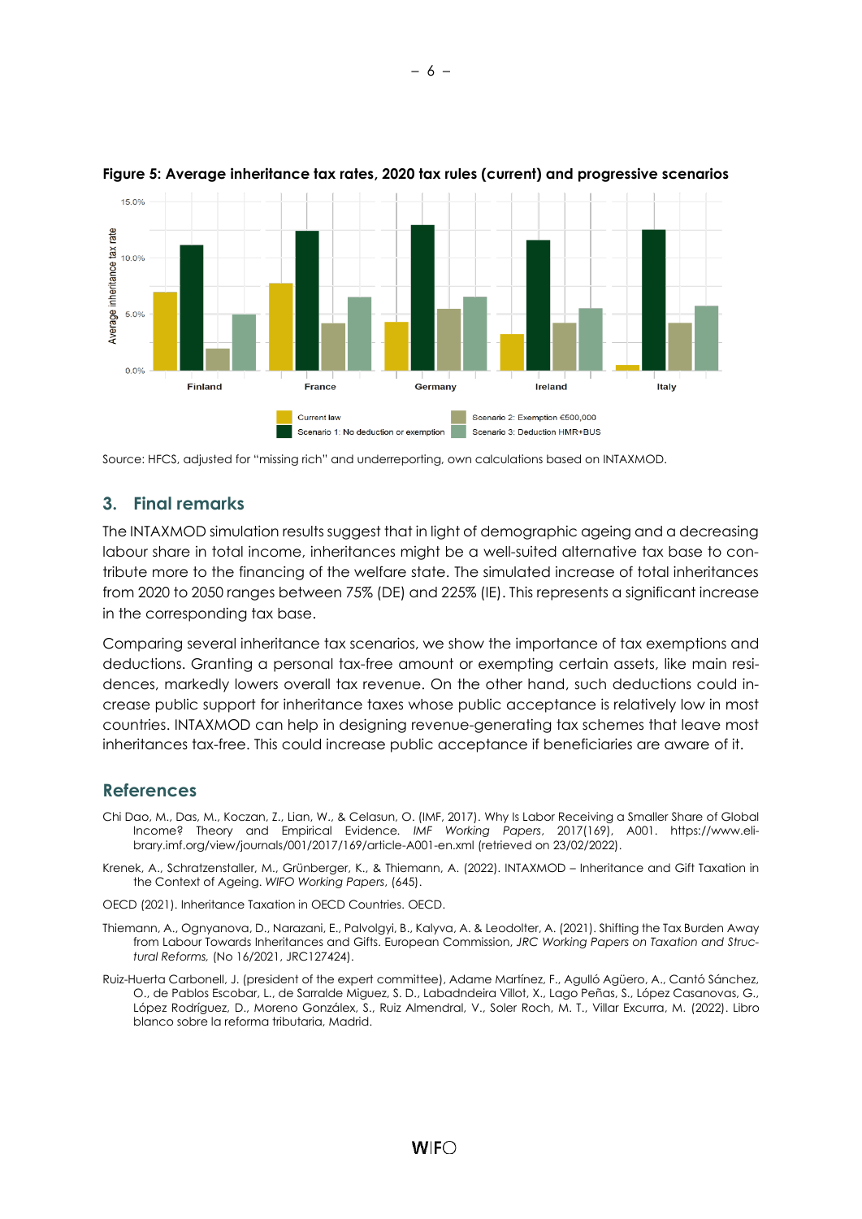**Figure 5: Average inheritance tax rates, 2020 tax rules (current) and progressive scenarios**

15.0%
10.0%
5.0%
0.0%

Average inheritance tax rate

Finland
France
Germany
Ireland
Italy

Current law
Scenario 1: No deduction or exemption
Scenario 2: Exemption €500,000
Scenario 3: Deduction HMR+BUS

Source: HFCS, adjusted for "missing rich" and underreporting, own calculations based on INTAXMOD.

## 3. Final remarks

The INTAXMOD simulation results suggest that in light of demographic ageing and a decreasing labour share in total income, inheritances might be a well-suited alternative tax base to contribute more to the financing of the welfare state. The simulated increase of total inheritances from 2020 to 2050 ranges between 75% (DE) and 225% (IE). This represents a significant increase in the corresponding tax base.

Comparing several inheritance tax scenarios, we show the importance of tax exemptions and deductions. Granting a personal tax-free amount or exempting certain assets, like main residences, markedly lowers overall tax revenue. On the other hand, such deductions could increase public support for inheritance taxes whose public acceptance is relatively low in most countries. INTAXMOD can help in designing revenue-generating tax schemes that leave most inheritances tax-free. This could increase public acceptance if beneficiaries are aware of it.

## References

Chi Dao, M., Das, M., Koczan, Z., Lian, W., & Celasun, O. (IMF, 2017). Why Is Labor Receiving a Smaller Share of Global Income? Theory and Empirical Evidence. *IMF Working Papers*, 2017(169), A001. https://www.elibrary.imf.org/view/journals/001/2017/169/article-A001-en.xml (retrieved on 23/02/2022).

Krenek, A., Schratzenstaller, M., Grünberger, K., & Thiemann, A. (2022). INTAXMOD – Inheritance and Gift Taxation in the Context of Ageing. *WIFO Working Papers*, (645).

OECD (2021). Inheritance Taxation in OECD Countries. OECD.

Thiemann, A., Ognyanova, D., Narazani, E., Palvolgyi, B., Kalyva, A. & Leodolter, A. (2021). Shifting the Tax Burden Away from Labour Towards Inheritances and Gifts. European Commission, *JRC Working Papers on Taxation and Structural Reforms,* (No 16/2021, JRC127424).

Ruiz-Huerta Carbonell, J. (president of the expert committee), Adame Martínez, F., Agulló Agüero, A., Cantó Sánchez, O., de Pablos Escobar, L., de Sarralde Miguez, S. D., Labadndeira Villot, X., Lago Peñas, S., López Casanovas, G., López Rodríguez, D., Moreno Gonzálex, S., Ruiz Almendral, V., Soler Roch, M. T., Villar Excurra, M. (2022). Libro blanco sobre la reforma tributaria, Madrid.